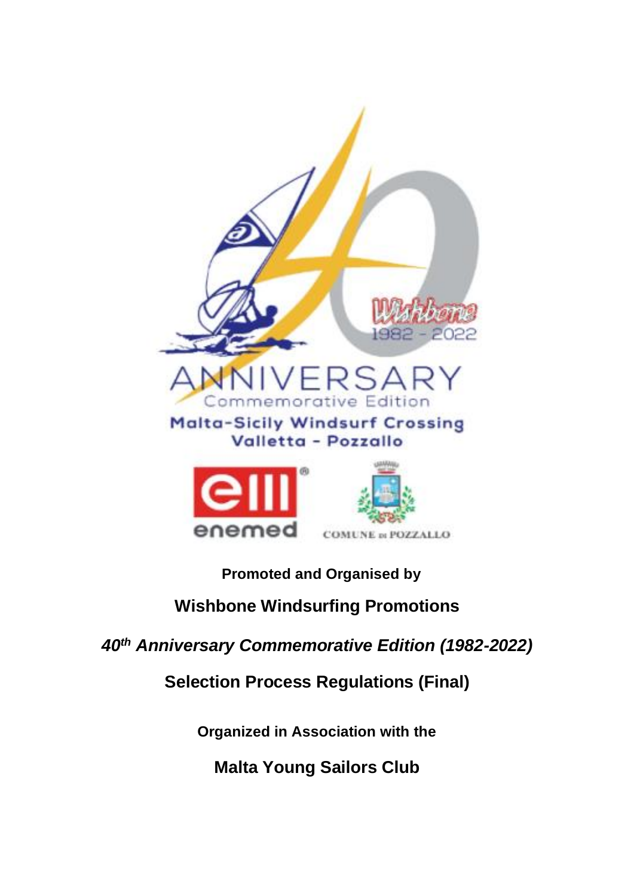ANNIVERSARY

Commemorative Edition

Malta-Sicily Windsurf Crossing

Valletta - Pozzallo

**Promoted and Organised by**

## Wishbone Windsurfing Promotions

***40th Anniversary Commemorative Edition (1982-2022)***

## Selection Process Regulations (Final)

**Organized in Association with the**

## Malta Young Sailors Club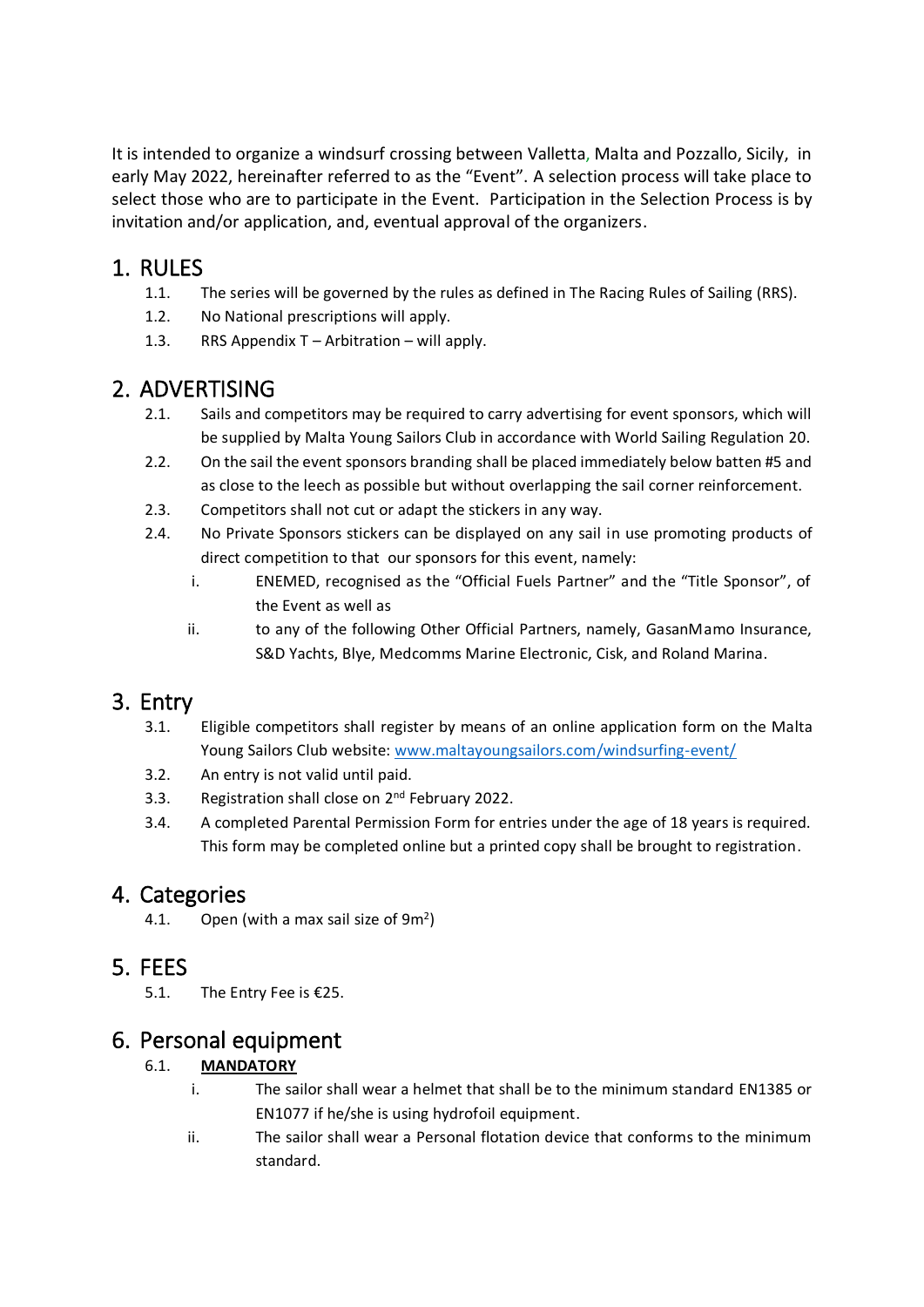It is intended to organize a windsurf crossing between Valletta, Malta and Pozzallo, Sicily, in early May 2022, hereinafter referred to as the "Event". A selection process will take place to select those who are to participate in the Event. Participation in the Selection Process is by invitation and/or application, and, eventual approval of the organizers.

# 1. RULES

1.1. The series will be governed by the rules as defined in The Racing Rules of Sailing (RRS).

1.2. No National prescriptions will apply.

1.3. RRS Appendix T – Arbitration – will apply.

# 2. ADVERTISING

2.1. Sails and competitors may be required to carry advertising for event sponsors, which will be supplied by Malta Young Sailors Club in accordance with World Sailing Regulation 20.

2.2. On the sail the event sponsors branding shall be placed immediately below batten #5 and as close to the leech as possible but without overlapping the sail corner reinforcement.

2.3. Competitors shall not cut or adapt the stickers in any way.

2.4. No Private Sponsors stickers can be displayed on any sail in use promoting products of direct competition to that our sponsors for this event, namely:

   i. ENEMED, recognised as the "Official Fuels Partner" and the "Title Sponsor", of the Event as well as

   ii. to any of the following Other Official Partners, namely, GasanMamo Insurance, S&D Yachts, Blye, Medcomms Marine Electronic, Cisk, and Roland Marina.

# 3. Entry

3.1. Eligible competitors shall register by means of an online application form on the Malta Young Sailors Club website: [www.maltayoungsailors.com/windsurfing-event/](www.maltayoungsailors.com/windsurfing-event/)

3.2. An entry is not valid until paid.

3.3. Registration shall close on 2nd February 2022.

3.4. A completed Parental Permission Form for entries under the age of 18 years is required. This form may be completed online but a printed copy shall be brought to registration.

# 4. Categories

4.1. Open (with a max sail size of 9m$^2$)

# 5. FEES

5.1. The Entry Fee is €25.

# 6. Personal equipment

6.1. **MANDATORY**

   i. The sailor shall wear a helmet that shall be to the minimum standard EN1385 or EN1077 if he/she is using hydrofoil equipment.

   ii. The sailor shall wear a Personal flotation device that conforms to the minimum standard.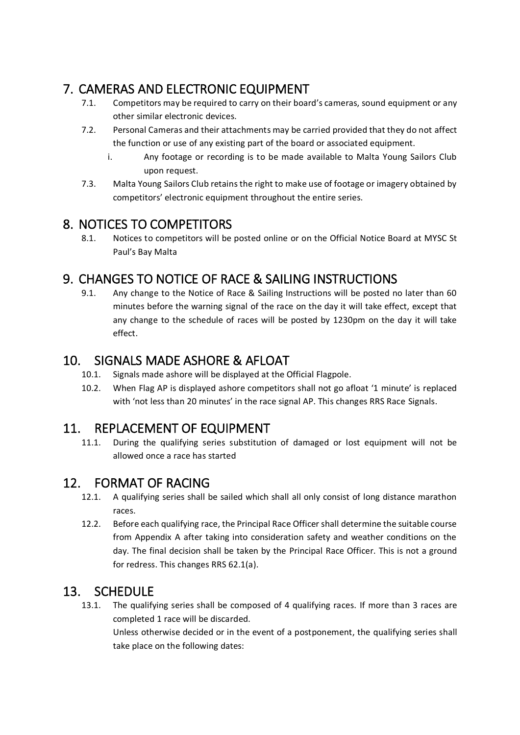## 7. CAMERAS AND ELECTRONIC EQUIPMENT

7.1. Competitors may be required to carry on their board's cameras, sound equipment or any other similar electronic devices.

7.2. Personal Cameras and their attachments may be carried provided that they do not affect the function or use of any existing part of the board or associated equipment.

i. Any footage or recording is to be made available to Malta Young Sailors Club upon request.

7.3. Malta Young Sailors Club retains the right to make use of footage or imagery obtained by competitors' electronic equipment throughout the entire series.

## 8. NOTICES TO COMPETITORS

8.1. Notices to competitors will be posted online or on the Official Notice Board at MYSC St Paul's Bay Malta

## 9. CHANGES TO NOTICE OF RACE & SAILING INSTRUCTIONS

9.1. Any change to the Notice of Race & Sailing Instructions will be posted no later than 60 minutes before the warning signal of the race on the day it will take effect, except that any change to the schedule of races will be posted by 1230pm on the day it will take effect.

## 10. SIGNALS MADE ASHORE & AFLOAT

10.1. Signals made ashore will be displayed at the Official Flagpole.

10.2. When Flag AP is displayed ashore competitors shall not go afloat '1 minute' is replaced with 'not less than 20 minutes' in the race signal AP. This changes RRS Race Signals.

## 11. REPLACEMENT OF EQUIPMENT

11.1. During the qualifying series substitution of damaged or lost equipment will not be allowed once a race has started

## 12. FORMAT OF RACING

12.1. A qualifying series shall be sailed which shall all only consist of long distance marathon races.

12.2. Before each qualifying race, the Principal Race Officer shall determine the suitable course from Appendix A after taking into consideration safety and weather conditions on the day. The final decision shall be taken by the Principal Race Officer. This is not a ground for redress. This changes RRS 62.1(a).

## 13. SCHEDULE

13.1. The qualifying series shall be composed of 4 qualifying races. If more than 3 races are completed 1 race will be discarded.

Unless otherwise decided or in the event of a postponement, the qualifying series shall take place on the following dates: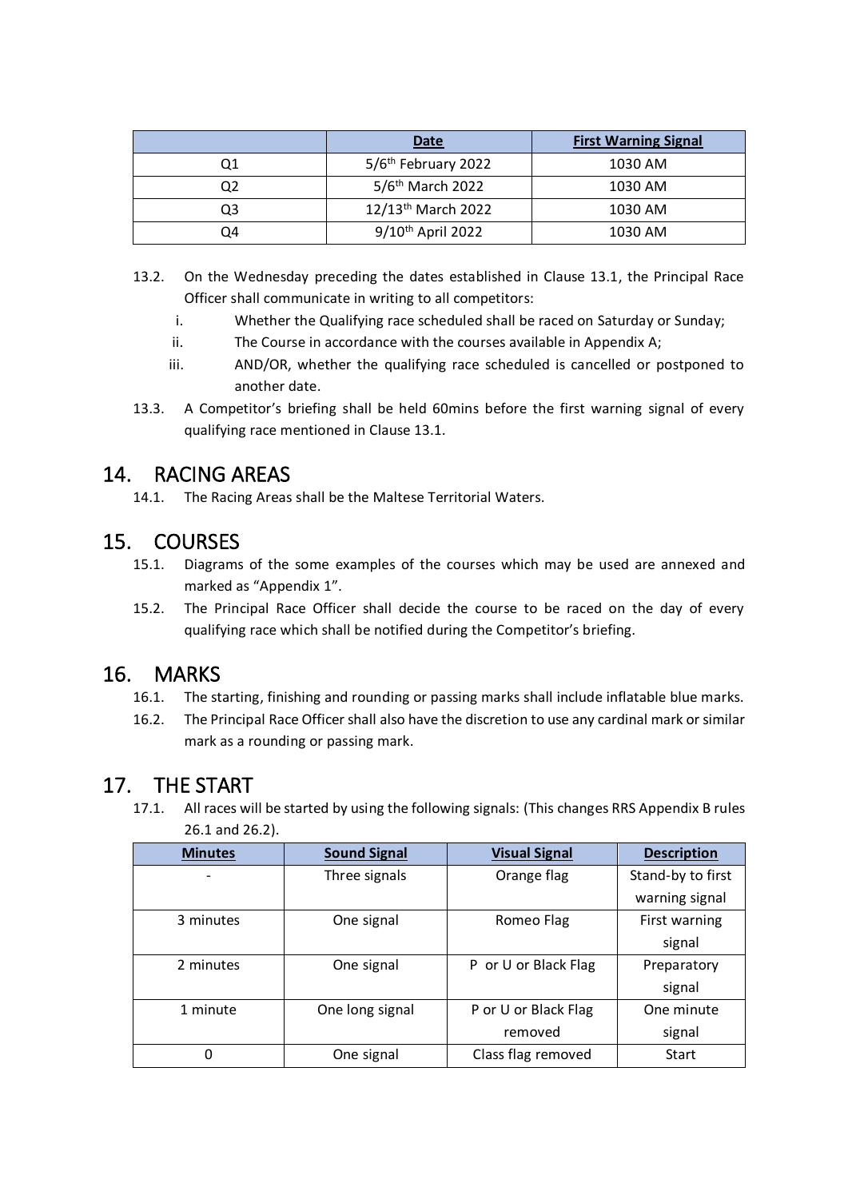| | Date | First Warning Signal |
|---|---|---|
| Q1 | 5/6th February 2022 | 1030 AM |
| Q2 | 5/6th March 2022 | 1030 AM |
| Q3 | 12/13th March 2022 | 1030 AM |
| Q4 | 9/10th April 2022 | 1030 AM |

13.2. On the Wednesday preceding the dates established in Clause 13.1, the Principal Race Officer shall communicate in writing to all competitors:

i. Whether the Qualifying race scheduled shall be raced on Saturday or Sunday;

ii. The Course in accordance with the courses available in Appendix A;

iii. AND/OR, whether the qualifying race scheduled is cancelled or postponed to another date.

13.3. A Competitor's briefing shall be held 60mins before the first warning signal of every qualifying race mentioned in Clause 13.1.

## 14. RACING AREAS

14.1. The Racing Areas shall be the Maltese Territorial Waters.

## 15. COURSES

15.1. Diagrams of the some examples of the courses which may be used are annexed and marked as "Appendix 1".

15.2. The Principal Race Officer shall decide the course to be raced on the day of every qualifying race which shall be notified during the Competitor's briefing.

## 16. MARKS

16.1. The starting, finishing and rounding or passing marks shall include inflatable blue marks.

16.2. The Principal Race Officer shall also have the discretion to use any cardinal mark or similar mark as a rounding or passing mark.

## 17. THE START

17.1. All races will be started by using the following signals: (This changes RRS Appendix B rules 26.1 and 26.2).

| Minutes | Sound Signal | Visual Signal | Description |
|---|---|---|---|
| - | Three signals | Orange flag | Stand-by to first warning signal |
| 3 minutes | One signal | Romeo Flag | First warning signal |
| 2 minutes | One signal | P or U or Black Flag | Preparatory signal |
| 1 minute | One long signal | P or U or Black Flag removed | One minute signal |
| 0 | One signal | Class flag removed | Start |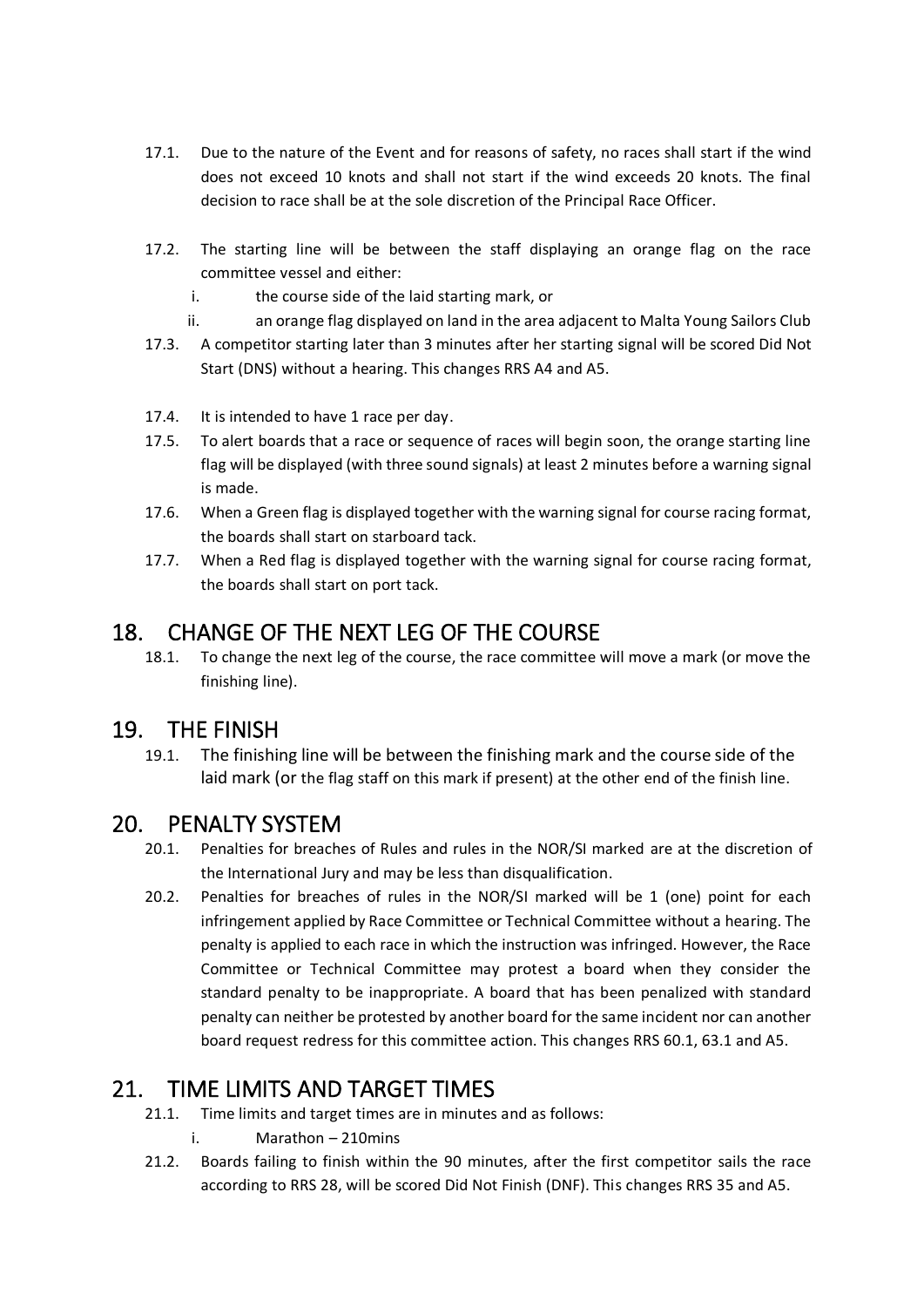17.1. Due to the nature of the Event and for reasons of safety, no races shall start if the wind does not exceed 10 knots and shall not start if the wind exceeds 20 knots. The final decision to race shall be at the sole discretion of the Principal Race Officer.

17.2. The starting line will be between the staff displaying an orange flag on the race committee vessel and either:

   i. the course side of the laid starting mark, or

   ii. an orange flag displayed on land in the area adjacent to Malta Young Sailors Club

17.3. A competitor starting later than 3 minutes after her starting signal will be scored Did Not Start (DNS) without a hearing. This changes RRS A4 and A5.

17.4. It is intended to have 1 race per day.

17.5. To alert boards that a race or sequence of races will begin soon, the orange starting line flag will be displayed (with three sound signals) at least 2 minutes before a warning signal is made.

17.6. When a Green flag is displayed together with the warning signal for course racing format, the boards shall start on starboard tack.

17.7. When a Red flag is displayed together with the warning signal for course racing format, the boards shall start on port tack.

## 18. CHANGE OF THE NEXT LEG OF THE COURSE

18.1. To change the next leg of the course, the race committee will move a mark (or move the finishing line).

## 19. THE FINISH

19.1. The finishing line will be between the finishing mark and the course side of the laid mark (or the flag staff on this mark if present) at the other end of the finish line.

## 20. PENALTY SYSTEM

20.1. Penalties for breaches of Rules and rules in the NOR/SI marked are at the discretion of the International Jury and may be less than disqualification.

20.2. Penalties for breaches of rules in the NOR/SI marked will be 1 (one) point for each infringement applied by Race Committee or Technical Committee without a hearing. The penalty is applied to each race in which the instruction was infringed. However, the Race Committee or Technical Committee may protest a board when they consider the standard penalty to be inappropriate. A board that has been penalized with standard penalty can neither be protested by another board for the same incident nor can another board request redress for this committee action. This changes RRS 60.1, 63.1 and A5.

## 21. TIME LIMITS AND TARGET TIMES

21.1. Time limits and target times are in minutes and as follows:

   i. Marathon – 210mins

21.2. Boards failing to finish within the 90 minutes, after the first competitor sails the race according to RRS 28, will be scored Did Not Finish (DNF). This changes RRS 35 and A5.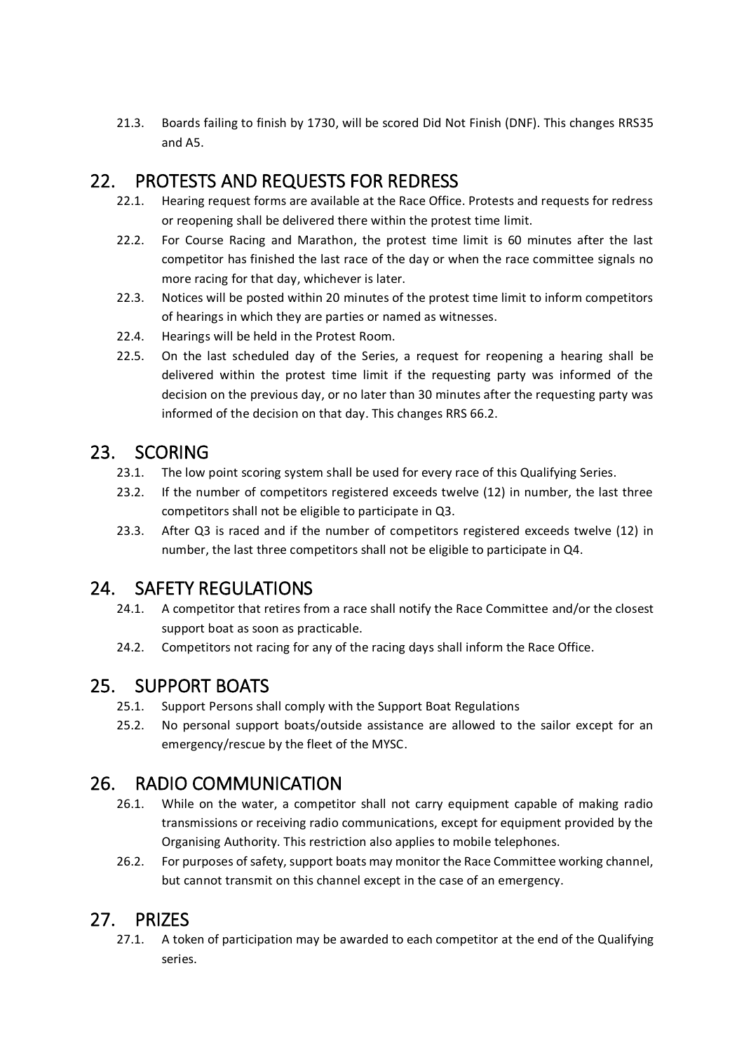21.3. Boards failing to finish by 1730, will be scored Did Not Finish (DNF). This changes RRS35 and A5.

## 22. PROTESTS AND REQUESTS FOR REDRESS

22.1. Hearing request forms are available at the Race Office. Protests and requests for redress or reopening shall be delivered there within the protest time limit.

22.2. For Course Racing and Marathon, the protest time limit is 60 minutes after the last competitor has finished the last race of the day or when the race committee signals no more racing for that day, whichever is later.

22.3. Notices will be posted within 20 minutes of the protest time limit to inform competitors of hearings in which they are parties or named as witnesses.

22.4. Hearings will be held in the Protest Room.

22.5. On the last scheduled day of the Series, a request for reopening a hearing shall be delivered within the protest time limit if the requesting party was informed of the decision on the previous day, or no later than 30 minutes after the requesting party was informed of the decision on that day. This changes RRS 66.2.

## 23. SCORING

23.1. The low point scoring system shall be used for every race of this Qualifying Series.

23.2. If the number of competitors registered exceeds twelve (12) in number, the last three competitors shall not be eligible to participate in Q3.

23.3. After Q3 is raced and if the number of competitors registered exceeds twelve (12) in number, the last three competitors shall not be eligible to participate in Q4.

## 24. SAFETY REGULATIONS

24.1. A competitor that retires from a race shall notify the Race Committee and/or the closest support boat as soon as practicable.

24.2. Competitors not racing for any of the racing days shall inform the Race Office.

## 25. SUPPORT BOATS

25.1. Support Persons shall comply with the Support Boat Regulations

25.2. No personal support boats/outside assistance are allowed to the sailor except for an emergency/rescue by the fleet of the MYSC.

## 26. RADIO COMMUNICATION

26.1. While on the water, a competitor shall not carry equipment capable of making radio transmissions or receiving radio communications, except for equipment provided by the Organising Authority. This restriction also applies to mobile telephones.

26.2. For purposes of safety, support boats may monitor the Race Committee working channel, but cannot transmit on this channel except in the case of an emergency.

## 27. PRIZES

27.1. A token of participation may be awarded to each competitor at the end of the Qualifying series.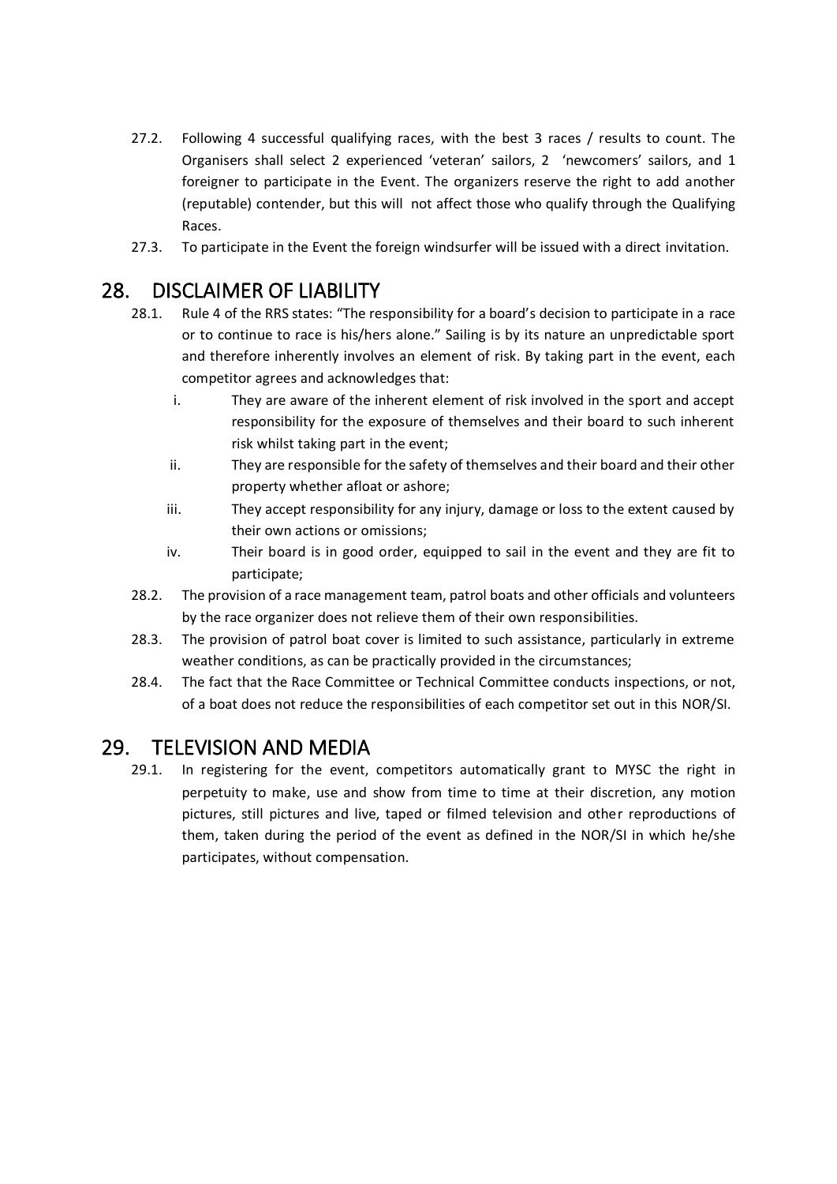27.2. Following 4 successful qualifying races, with the best 3 races / results to count. The Organisers shall select 2 experienced 'veteran' sailors, 2 'newcomers' sailors, and 1 foreigner to participate in the Event. The organizers reserve the right to add another (reputable) contender, but this will not affect those who qualify through the Qualifying Races.

27.3. To participate in the Event the foreign windsurfer will be issued with a direct invitation.

## 28. DISCLAIMER OF LIABILITY

28.1. Rule 4 of the RRS states: "The responsibility for a board's decision to participate in a race or to continue to race is his/hers alone." Sailing is by its nature an unpredictable sport and therefore inherently involves an element of risk. By taking part in the event, each competitor agrees and acknowledges that:

i. They are aware of the inherent element of risk involved in the sport and accept responsibility for the exposure of themselves and their board to such inherent risk whilst taking part in the event;

ii. They are responsible for the safety of themselves and their board and their other property whether afloat or ashore;

iii. They accept responsibility for any injury, damage or loss to the extent caused by their own actions or omissions;

iv. Their board is in good order, equipped to sail in the event and they are fit to participate;

28.2. The provision of a race management team, patrol boats and other officials and volunteers by the race organizer does not relieve them of their own responsibilities.

28.3. The provision of patrol boat cover is limited to such assistance, particularly in extreme weather conditions, as can be practically provided in the circumstances;

28.4. The fact that the Race Committee or Technical Committee conducts inspections, or not, of a boat does not reduce the responsibilities of each competitor set out in this NOR/SI.

## 29. TELEVISION AND MEDIA

29.1. In registering for the event, competitors automatically grant to MYSC the right in perpetuity to make, use and show from time to time at their discretion, any motion pictures, still pictures and live, taped or filmed television and other reproductions of them, taken during the period of the event as defined in the NOR/SI in which he/she participates, without compensation.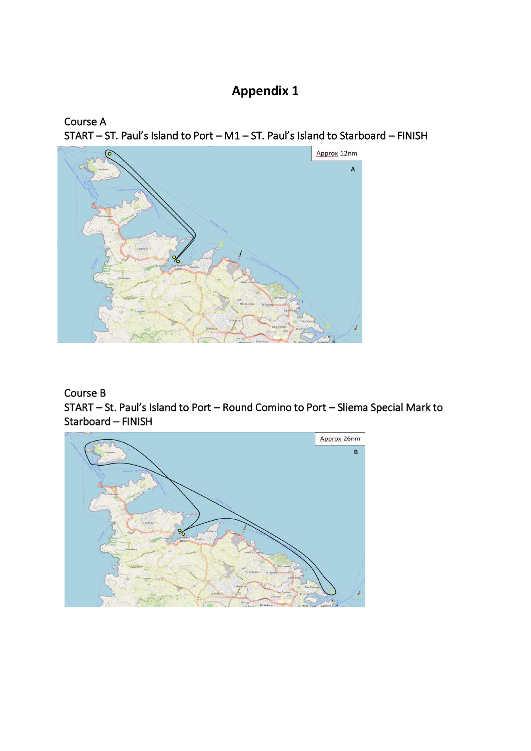# Appendix 1

Course A

START – ST. Paul's Island to Port – M1 – ST. Paul's Island to Starboard – FINISH

Approx 12nm

A

Course B

START – St. Paul's Island to Port – Round Comino to Port – Sliema Special Mark to Starboard – FINISH

Approx 26nm

B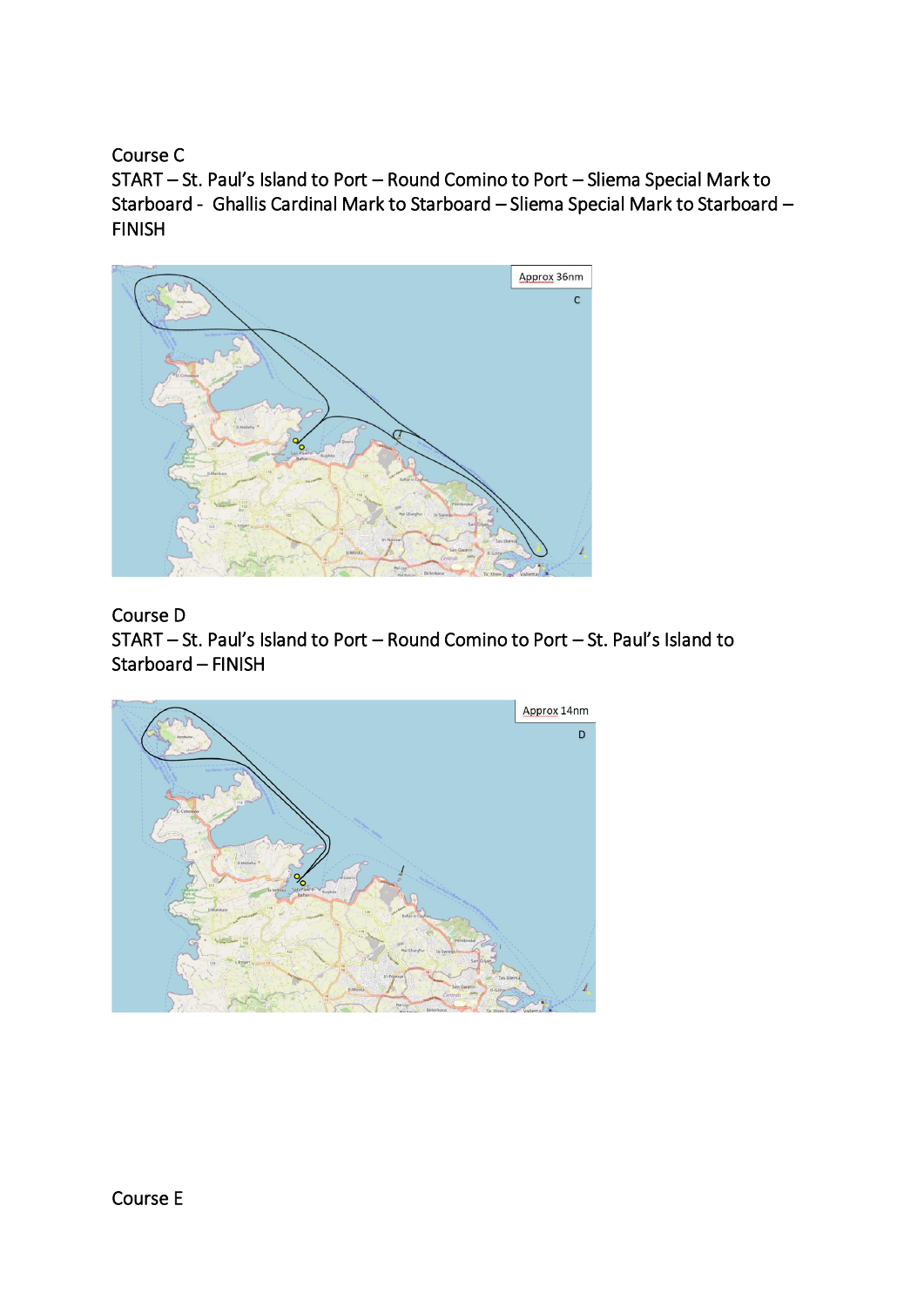Course C

START – St. Paul's Island to Port – Round Comino to Port – Sliema Special Mark to Starboard - Ghallis Cardinal Mark to Starboard – Sliema Special Mark to Starboard – FINISH

Approx 36nm

Course D

START – St. Paul's Island to Port – Round Comino to Port – St. Paul's Island to Starboard – FINISH

Approx 14nm

Course E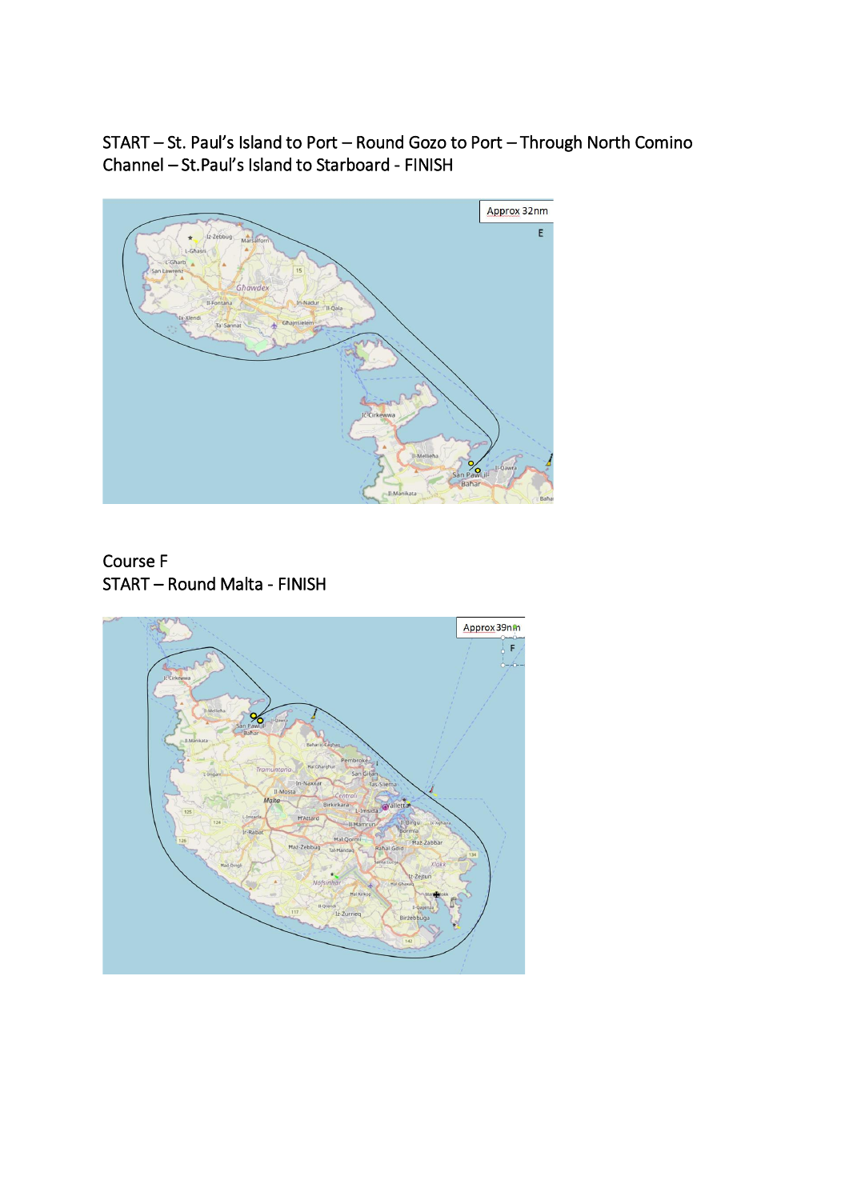START – St. Paul's Island to Port – Round Gozo to Port – Through North Comino Channel – St.Paul's Island to Starboard - FINISH

Approx 32nm

E

Course F

START – Round Malta - FINISH

Approx 39nm

F